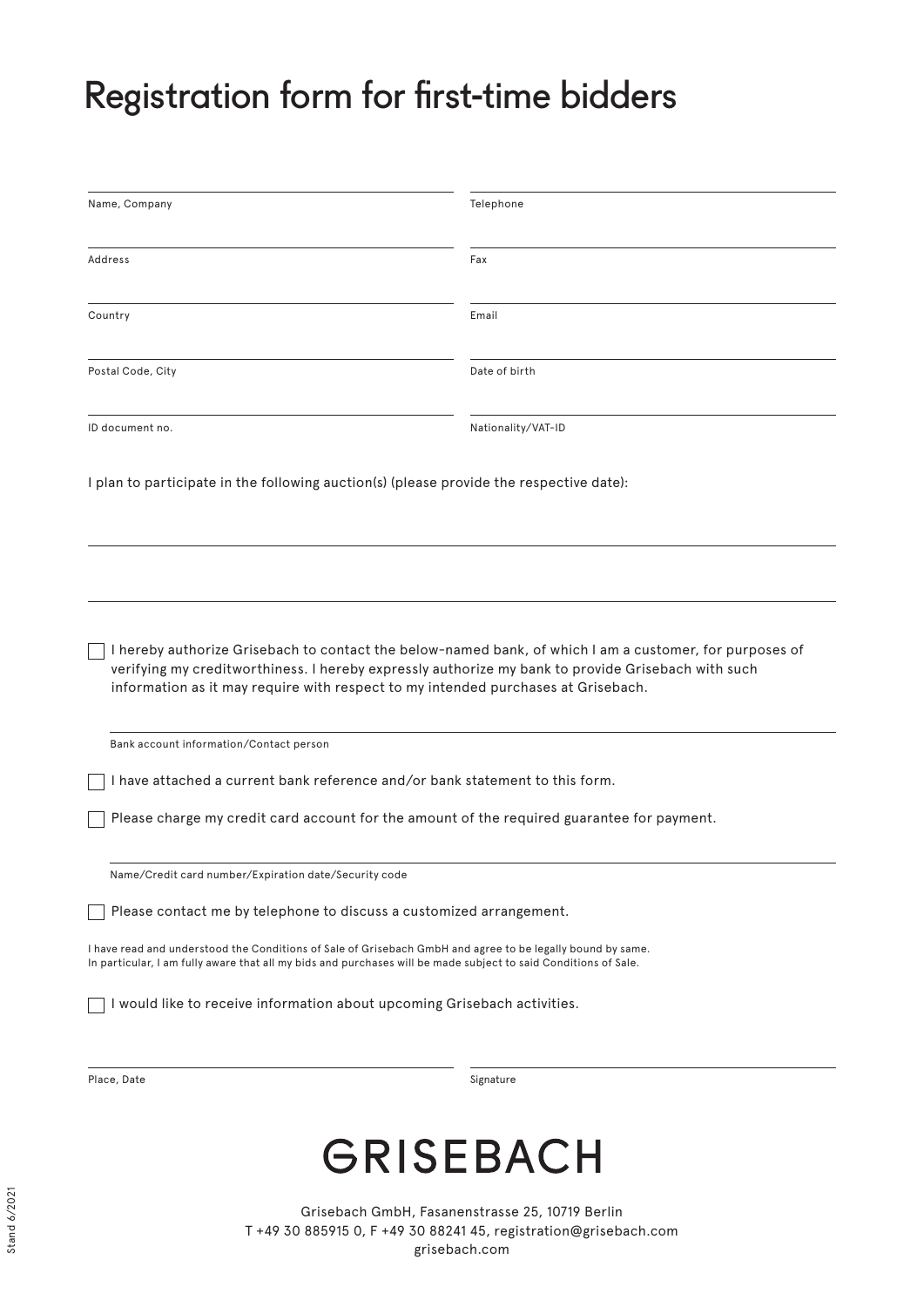# Registration form for first-time bidders

Name, Company

Telephone

Address

Fax

Country

Email

Postal Code, City

Date of birth

ID document no.

Nationality/VAT-ID

I plan to participate in the following auction(s) (please provide the respective date):

☐ I hereby authorize Grisebach to contact the below-named bank, of which I am a customer, for purposes of verifying my creditworthiness. I hereby expressly authorize my bank to provide Grisebach with such information as it may require with respect to my intended purchases at Grisebach.

Bank account information/Contact person

☐ I have attached a current bank reference and/or bank statement to this form.

☐ Please charge my credit card account for the amount of the required guarantee for payment.

Name/Credit card number/Expiration date/Security code

☐ Please contact me by telephone to discuss a customized arrangement.

I have read and understood the Conditions of Sale of Grisebach GmbH and agree to be legally bound by same. In particular, I am fully aware that all my bids and purchases will be made subject to said Conditions of Sale.

☐ I would like to receive information about upcoming Grisebach activities.

Place, Date

Signature

GRISEBACH

Grisebach GmbH, Fasanenstrasse 25, 10719 Berlin
T +49 30 885915 0, F +49 30 88241 45, registration@grisebach.com
grisebach.com

Stand 6/2021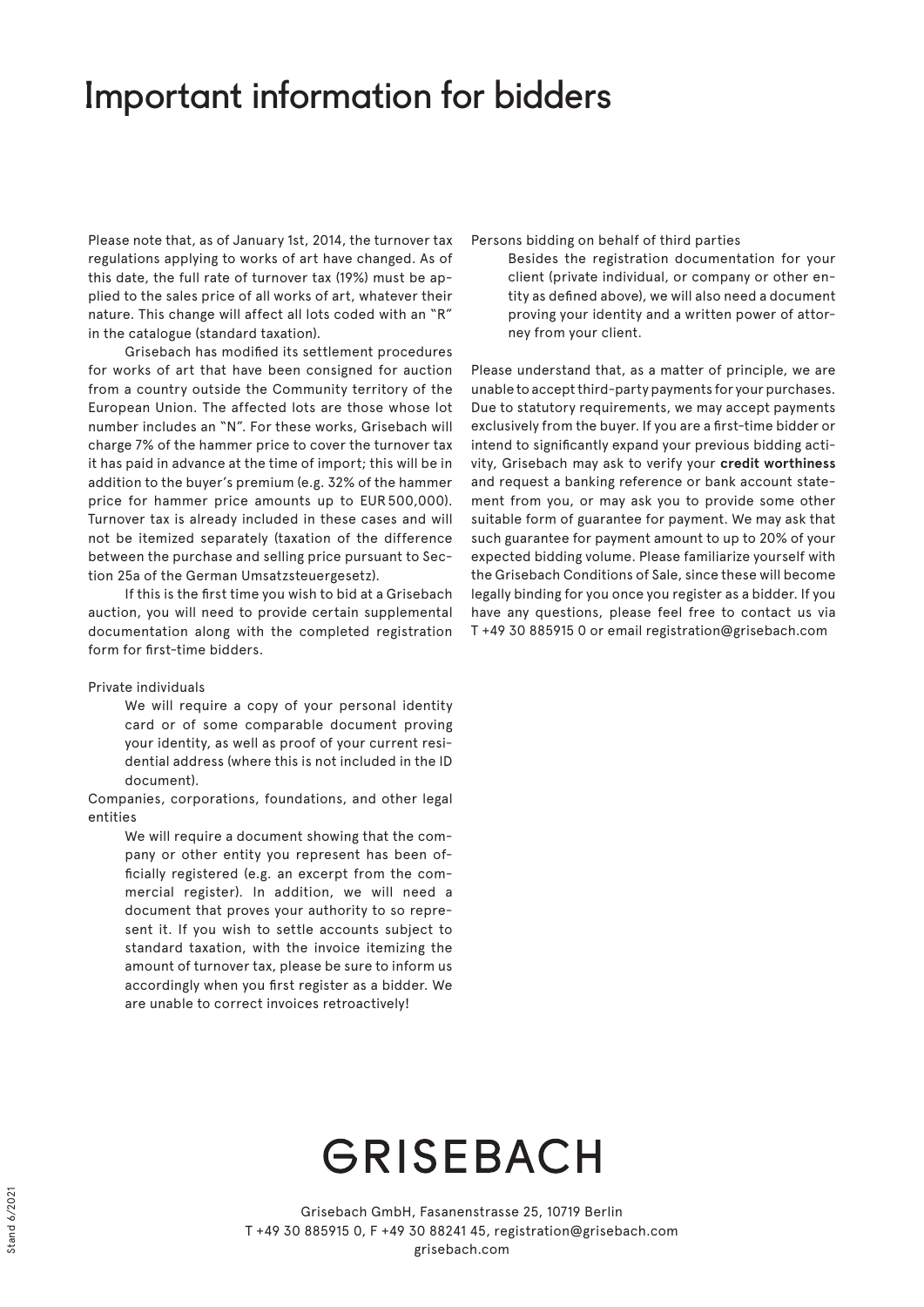# Important information for bidders

Please note that, as of January 1st, 2014, the turnover tax regulations applying to works of art have changed. As of this date, the full rate of turnover tax (19%) must be applied to the sales price of all works of art, whatever their nature. This change will affect all lots coded with an "R" in the catalogue (standard taxation).

Grisebach has modified its settlement procedures for works of art that have been consigned for auction from a country outside the Community territory of the European Union. The affected lots are those whose lot number includes an "N". For these works, Grisebach will charge 7% of the hammer price to cover the turnover tax it has paid in advance at the time of import; this will be in addition to the buyer's premium (e.g. 32% of the hammer price for hammer price amounts up to EUR 500,000). Turnover tax is already included in these cases and will not be itemized separately (taxation of the difference between the purchase and selling price pursuant to Section 25a of the German Umsatzsteuergesetz).

If this is the first time you wish to bid at a Grisebach auction, you will need to provide certain supplemental documentation along with the completed registration form for first-time bidders.

Private individuals

We will require a copy of your personal identity card or of some comparable document proving your identity, as well as proof of your current residential address (where this is not included in the ID document).

Companies, corporations, foundations, and other legal entities

We will require a document showing that the company or other entity you represent has been officially registered (e.g. an excerpt from the commercial register). In addition, we will need a document that proves your authority to so represent it. If you wish to settle accounts subject to standard taxation, with the invoice itemizing the amount of turnover tax, please be sure to inform us accordingly when you first register as a bidder. We are unable to correct invoices retroactively!

Persons bidding on behalf of third parties

Besides the registration documentation for your client (private individual, or company or other entity as defined above), we will also need a document proving your identity and a written power of attorney from your client.

Please understand that, as a matter of principle, we are unable to accept third-party payments for your purchases. Due to statutory requirements, we may accept payments exclusively from the buyer. If you are a first-time bidder or intend to significantly expand your previous bidding activity, Grisebach may ask to verify your **credit worthiness** and request a banking reference or bank account statement from you, or may ask you to provide some other suitable form of guarantee for payment. We may ask that such guarantee for payment amount to up to 20% of your expected bidding volume. Please familiarize yourself with the Grisebach Conditions of Sale, since these will become legally binding for you once you register as a bidder. If you have any questions, please feel free to contact us via T +49 30 885915 0 or email registration@grisebach.com

GRISEBACH

Grisebach GmbH, Fasanenstrasse 25, 10719 Berlin
T +49 30 885915 0, F +49 30 88241 45, registration@grisebach.com
grisebach.com

Stand 6/2021